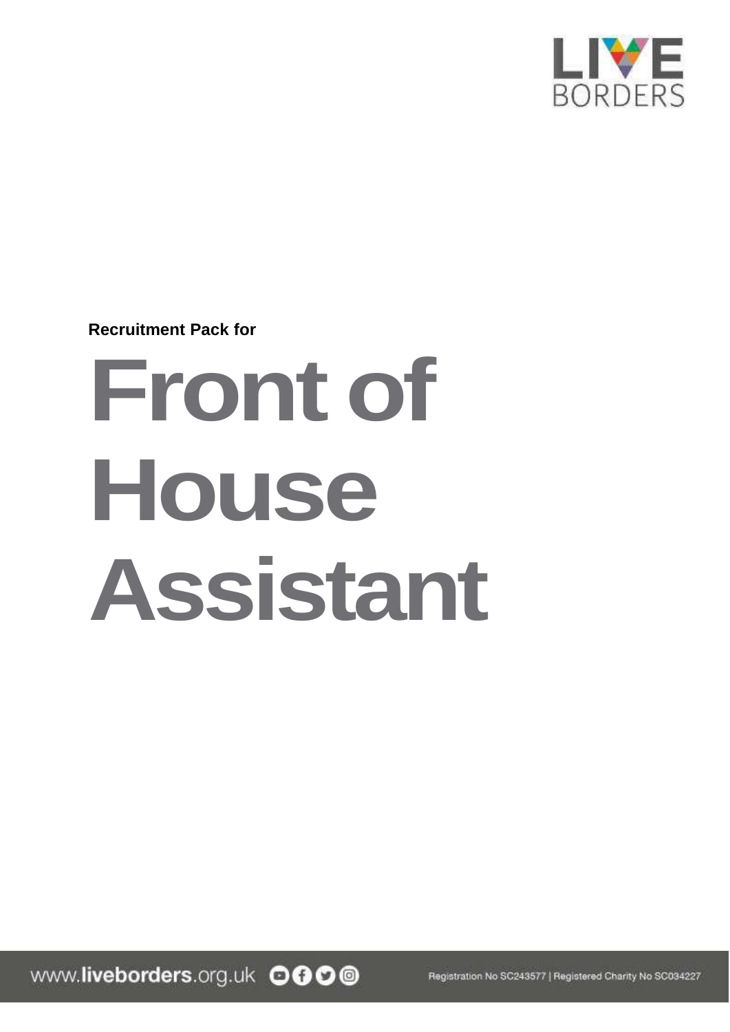**Recruitment Pack for**

# Front of House Assistant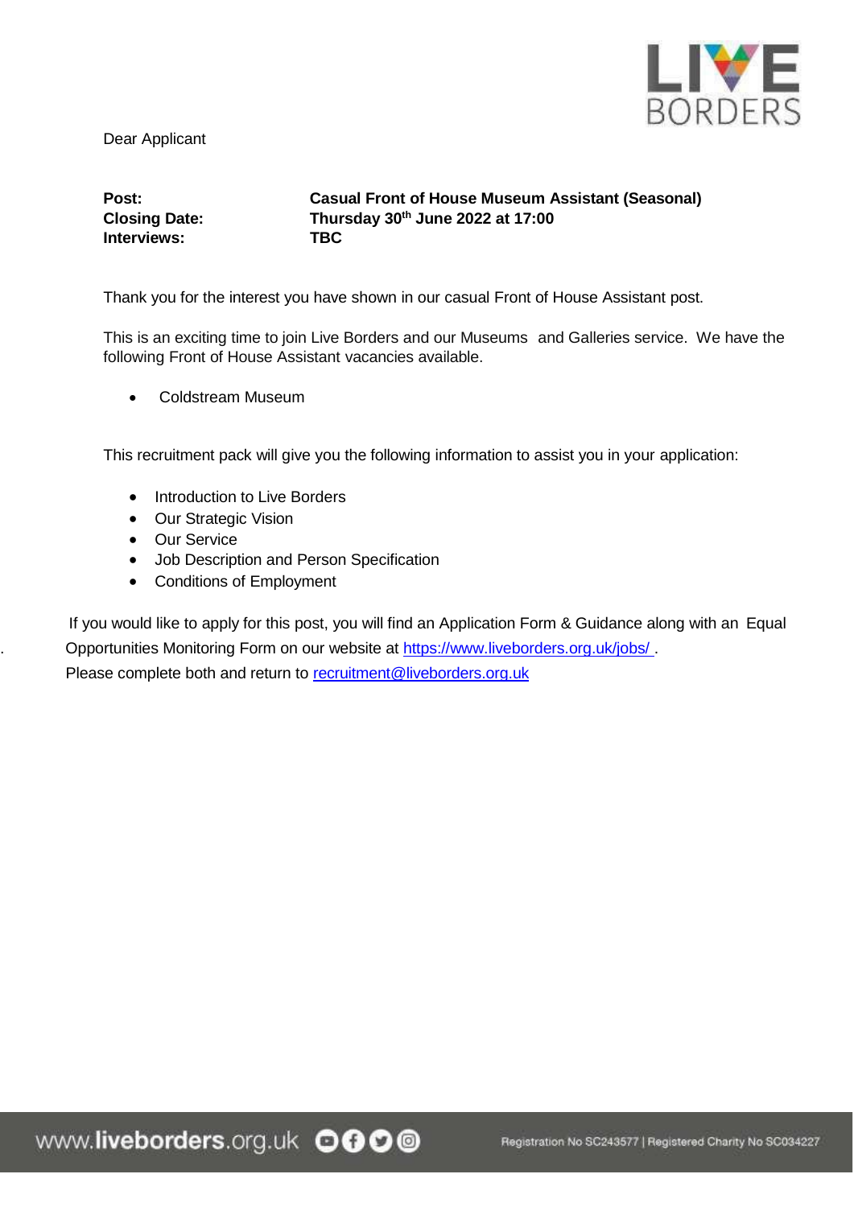Dear Applicant

**Post:** **Casual Front of House Museum Assistant (Seasonal)**
**Closing Date:** **Thursday 30th June 2022 at 17:00**
**Interviews:** **TBC**

Thank you for the interest you have shown in our casual Front of House Assistant post.

This is an exciting time to join Live Borders and our Museums and Galleries service. We have the following Front of House Assistant vacancies available.

- Coldstream Museum

This recruitment pack will give you the following information to assist you in your application:

- Introduction to Live Borders
- Our Strategic Vision
- Our Service
- Job Description and Person Specification
- Conditions of Employment

If you would like to apply for this post, you will find an Application Form & Guidance along with an Equal Opportunities Monitoring Form on our website at https://www.liveborders.org.uk/jobs/ .
Please complete both and return to recruitment@liveborders.org.uk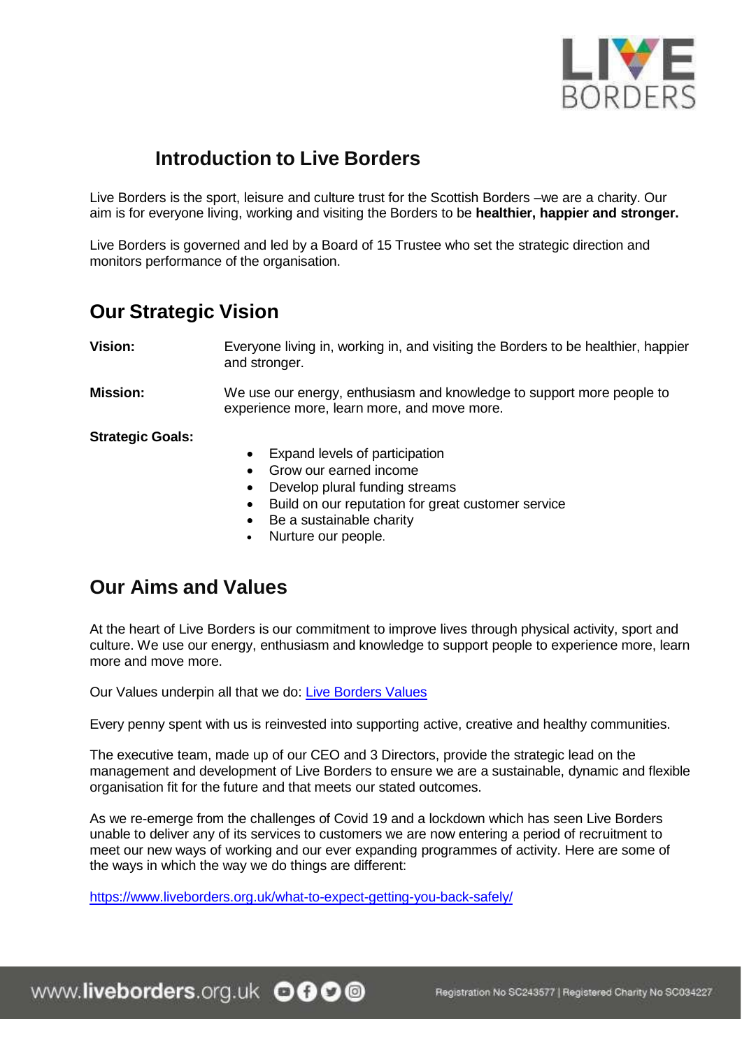# Introduction to Live Borders

Live Borders is the sport, leisure and culture trust for the Scottish Borders –we are a charity. Our aim is for everyone living, working and visiting the Borders to be **healthier, happier and stronger.**

Live Borders is governed and led by a Board of 15 Trustee who set the strategic direction and monitors performance of the organisation.

## Our Strategic Vision

**Vision:** Everyone living in, working in, and visiting the Borders to be healthier, happier and stronger.

**Mission:** We use our energy, enthusiasm and knowledge to support more people to experience more, learn more, and move more.

**Strategic Goals:**

- Expand levels of participation
- Grow our earned income
- Develop plural funding streams
- Build on our reputation for great customer service
- Be a sustainable charity
- Nurture our people.

## Our Aims and Values

At the heart of Live Borders is our commitment to improve lives through physical activity, sport and culture. We use our energy, enthusiasm and knowledge to support people to experience more, learn more and move more.

Our Values underpin all that we do: [Live Borders Values]

Every penny spent with us is reinvested into supporting active, creative and healthy communities.

The executive team, made up of our CEO and 3 Directors, provide the strategic lead on the management and development of Live Borders to ensure we are a sustainable, dynamic and flexible organisation fit for the future and that meets our stated outcomes.

As we re-emerge from the challenges of Covid 19 and a lockdown which has seen Live Borders unable to deliver any of its services to customers we are now entering a period of recruitment to meet our new ways of working and our ever expanding programmes of activity. Here are some of the ways in which the way we do things are different:

https://www.liveborders.org.uk/what-to-expect-getting-you-back-safely/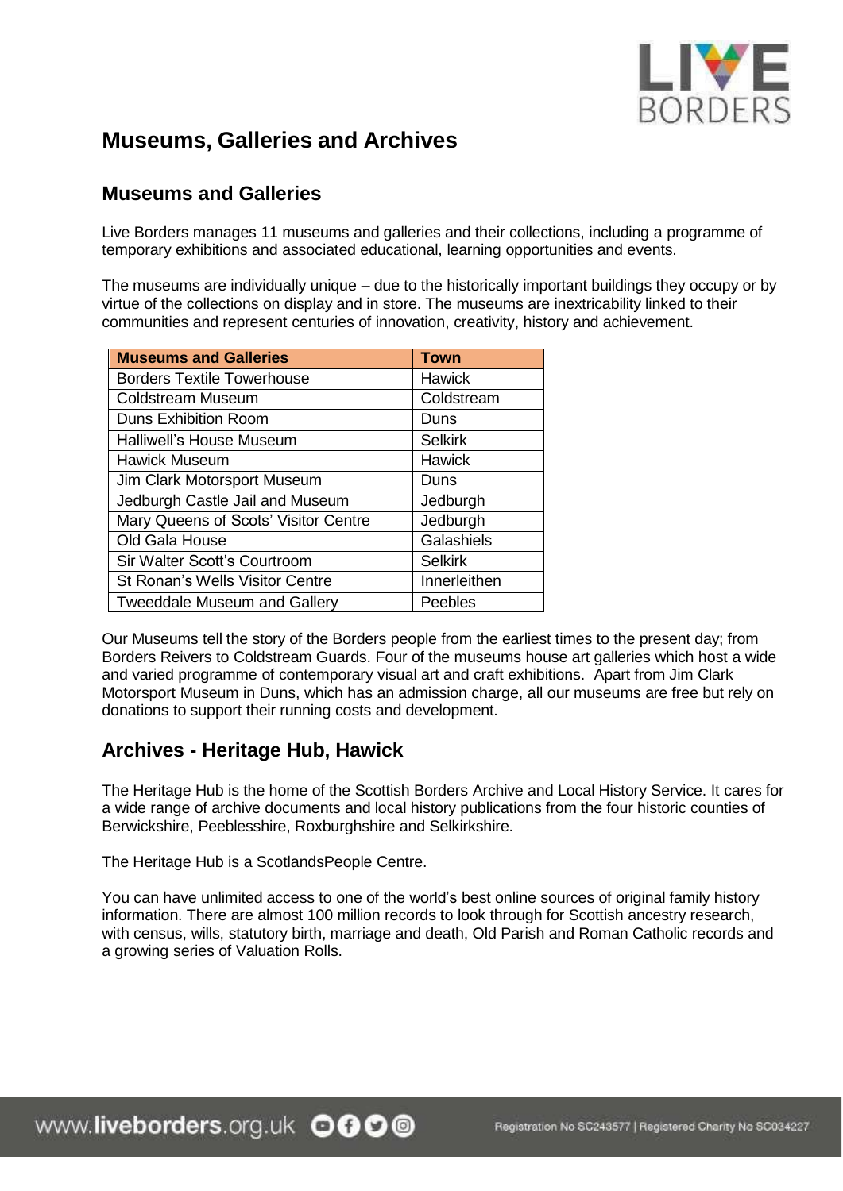# Museums, Galleries and Archives

## Museums and Galleries

Live Borders manages 11 museums and galleries and their collections, including a programme of temporary exhibitions and associated educational, learning opportunities and events.

The museums are individually unique – due to the historically important buildings they occupy or by virtue of the collections on display and in store. The museums are inextricability linked to their communities and represent centuries of innovation, creativity, history and achievement.

| Museums and Galleries | Town |
|---|---|
| Borders Textile Towerhouse | Hawick |
| Coldstream Museum | Coldstream |
| Duns Exhibition Room | Duns |
| Halliwell's House Museum | Selkirk |
| Hawick Museum | Hawick |
| Jim Clark Motorsport Museum | Duns |
| Jedburgh Castle Jail and Museum | Jedburgh |
| Mary Queens of Scots' Visitor Centre | Jedburgh |
| Old Gala House | Galashiels |
| Sir Walter Scott's Courtroom | Selkirk |
| St Ronan's Wells Visitor Centre | Innerleithen |
| Tweeddale Museum and Gallery | Peebles |

Our Museums tell the story of the Borders people from the earliest times to the present day; from Borders Reivers to Coldstream Guards. Four of the museums house art galleries which host a wide and varied programme of contemporary visual art and craft exhibitions. Apart from Jim Clark Motorsport Museum in Duns, which has an admission charge, all our museums are free but rely on donations to support their running costs and development.

## Archives - Heritage Hub, Hawick

The Heritage Hub is the home of the Scottish Borders Archive and Local History Service. It cares for a wide range of archive documents and local history publications from the four historic counties of Berwickshire, Peeblesshire, Roxburghshire and Selkirkshire.

The Heritage Hub is a ScotlandsPeople Centre.

You can have unlimited access to one of the world's best online sources of original family history information. There are almost 100 million records to look through for Scottish ancestry research, with census, wills, statutory birth, marriage and death, Old Parish and Roman Catholic records and a growing series of Valuation Rolls.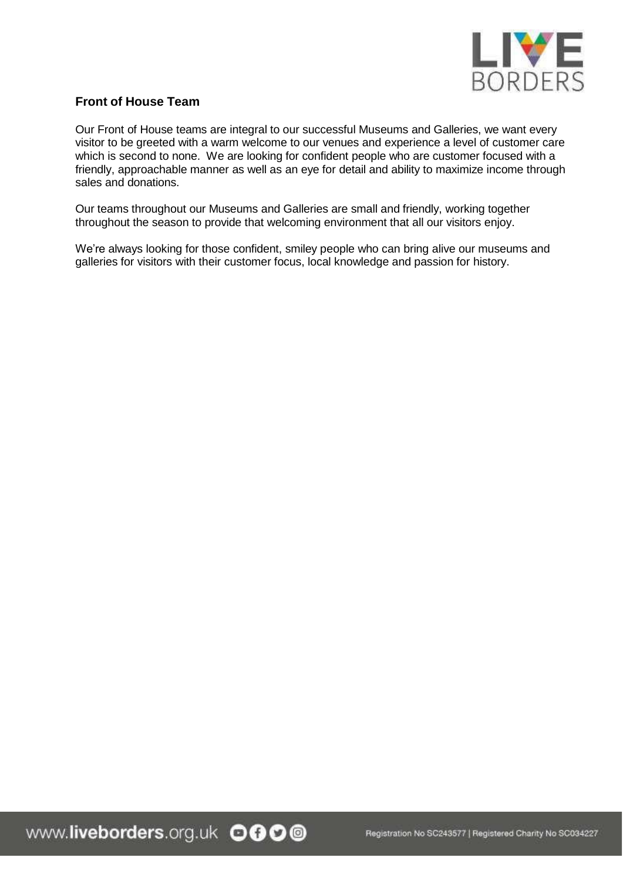## Front of House Team

Our Front of House teams are integral to our successful Museums and Galleries, we want every visitor to be greeted with a warm welcome to our venues and experience a level of customer care which is second to none. We are looking for confident people who are customer focused with a friendly, approachable manner as well as an eye for detail and ability to maximize income through sales and donations.

Our teams throughout our Museums and Galleries are small and friendly, working together throughout the season to provide that welcoming environment that all our visitors enjoy.

We're always looking for those confident, smiley people who can bring alive our museums and galleries for visitors with their customer focus, local knowledge and passion for history.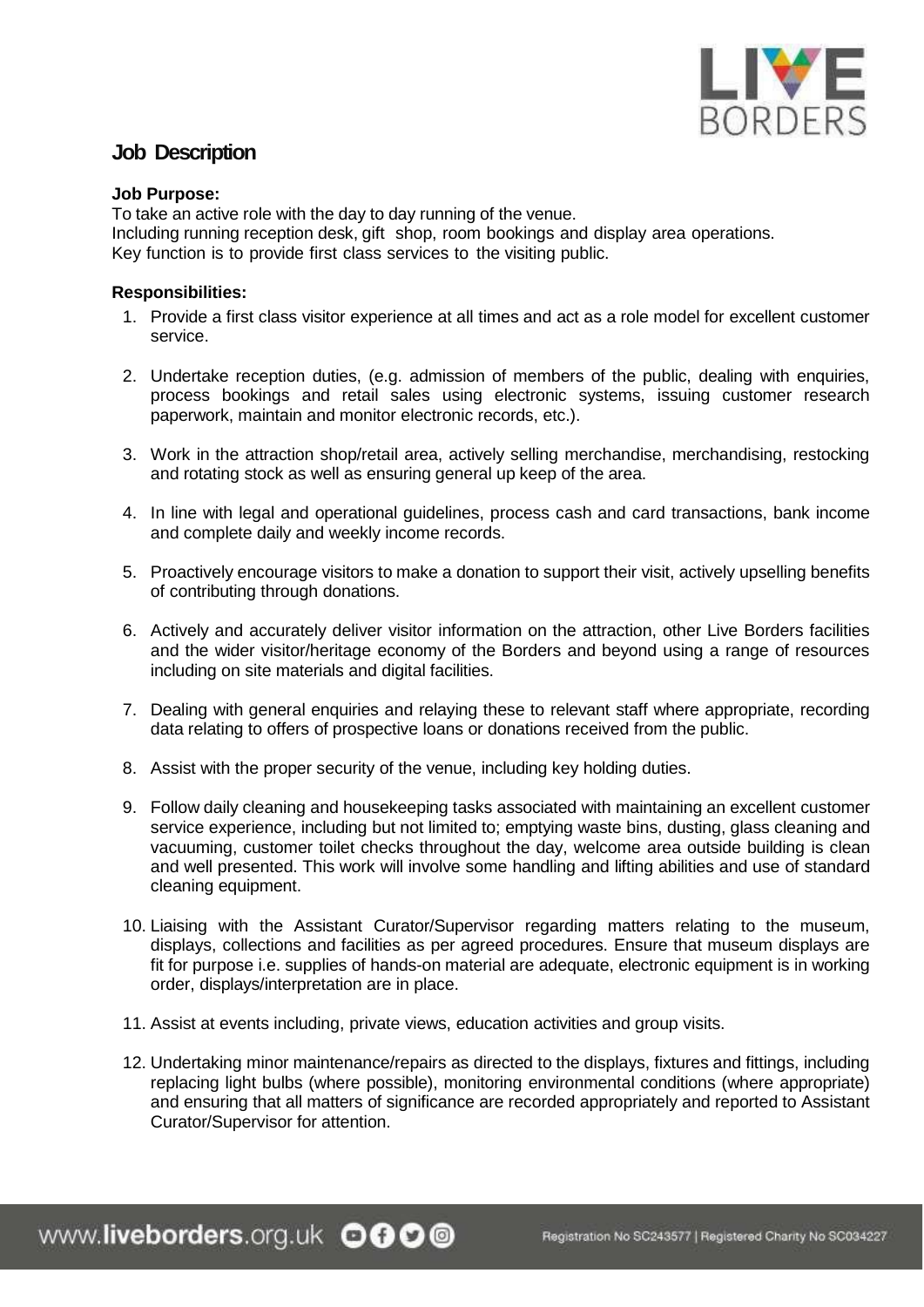## Job Description

**Job Purpose:**

To take an active role with the day to day running of the venue.
Including running reception desk, gift shop, room bookings and display area operations.
Key function is to provide first class services to the visiting public.

**Responsibilities:**

1. Provide a first class visitor experience at all times and act as a role model for excellent customer service.

2. Undertake reception duties, (e.g. admission of members of the public, dealing with enquiries, process bookings and retail sales using electronic systems, issuing customer research paperwork, maintain and monitor electronic records, etc.).

3. Work in the attraction shop/retail area, actively selling merchandise, merchandising, restocking and rotating stock as well as ensuring general up keep of the area.

4. In line with legal and operational guidelines, process cash and card transactions, bank income and complete daily and weekly income records.

5. Proactively encourage visitors to make a donation to support their visit, actively upselling benefits of contributing through donations.

6. Actively and accurately deliver visitor information on the attraction, other Live Borders facilities and the wider visitor/heritage economy of the Borders and beyond using a range of resources including on site materials and digital facilities.

7. Dealing with general enquiries and relaying these to relevant staff where appropriate, recording data relating to offers of prospective loans or donations received from the public.

8. Assist with the proper security of the venue, including key holding duties.

9. Follow daily cleaning and housekeeping tasks associated with maintaining an excellent customer service experience, including but not limited to; emptying waste bins, dusting, glass cleaning and vacuuming, customer toilet checks throughout the day, welcome area outside building is clean and well presented. This work will involve some handling and lifting abilities and use of standard cleaning equipment.

10. Liaising with the Assistant Curator/Supervisor regarding matters relating to the museum, displays, collections and facilities as per agreed procedures. Ensure that museum displays are fit for purpose i.e. supplies of hands-on material are adequate, electronic equipment is in working order, displays/interpretation are in place.

11. Assist at events including, private views, education activities and group visits.

12. Undertaking minor maintenance/repairs as directed to the displays, fixtures and fittings, including replacing light bulbs (where possible), monitoring environmental conditions (where appropriate) and ensuring that all matters of significance are recorded appropriately and reported to Assistant Curator/Supervisor for attention.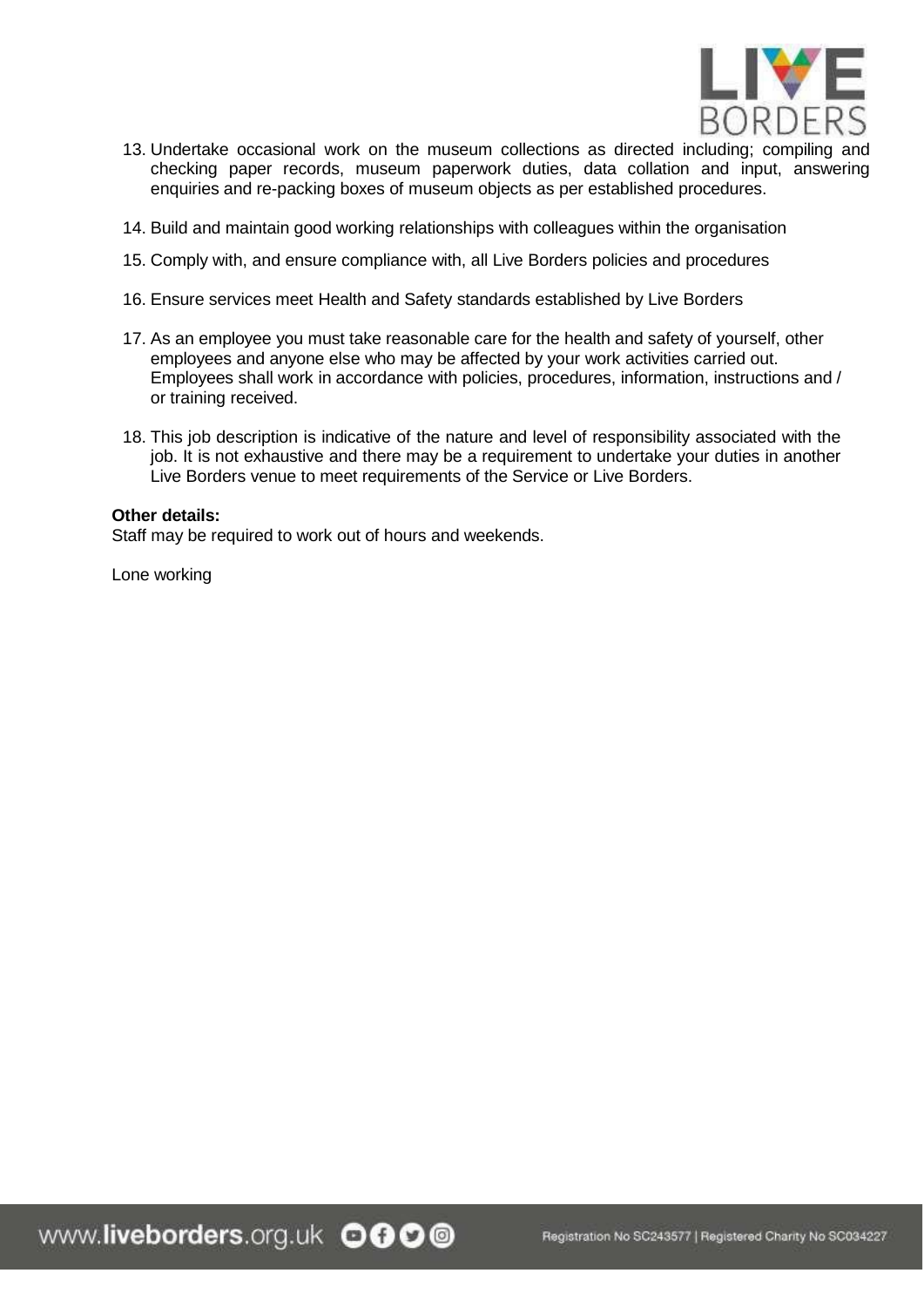13. Undertake occasional work on the museum collections as directed including; compiling and checking paper records, museum paperwork duties, data collation and input, answering enquiries and re-packing boxes of museum objects as per established procedures.
14. Build and maintain good working relationships with colleagues within the organisation
15. Comply with, and ensure compliance with, all Live Borders policies and procedures
16. Ensure services meet Health and Safety standards established by Live Borders
17. As an employee you must take reasonable care for the health and safety of yourself, other employees and anyone else who may be affected by your work activities carried out. Employees shall work in accordance with policies, procedures, information, instructions and / or training received.
18. This job description is indicative of the nature and level of responsibility associated with the job. It is not exhaustive and there may be a requirement to undertake your duties in another Live Borders venue to meet requirements of the Service or Live Borders.

**Other details:**
Staff may be required to work out of hours and weekends.

Lone working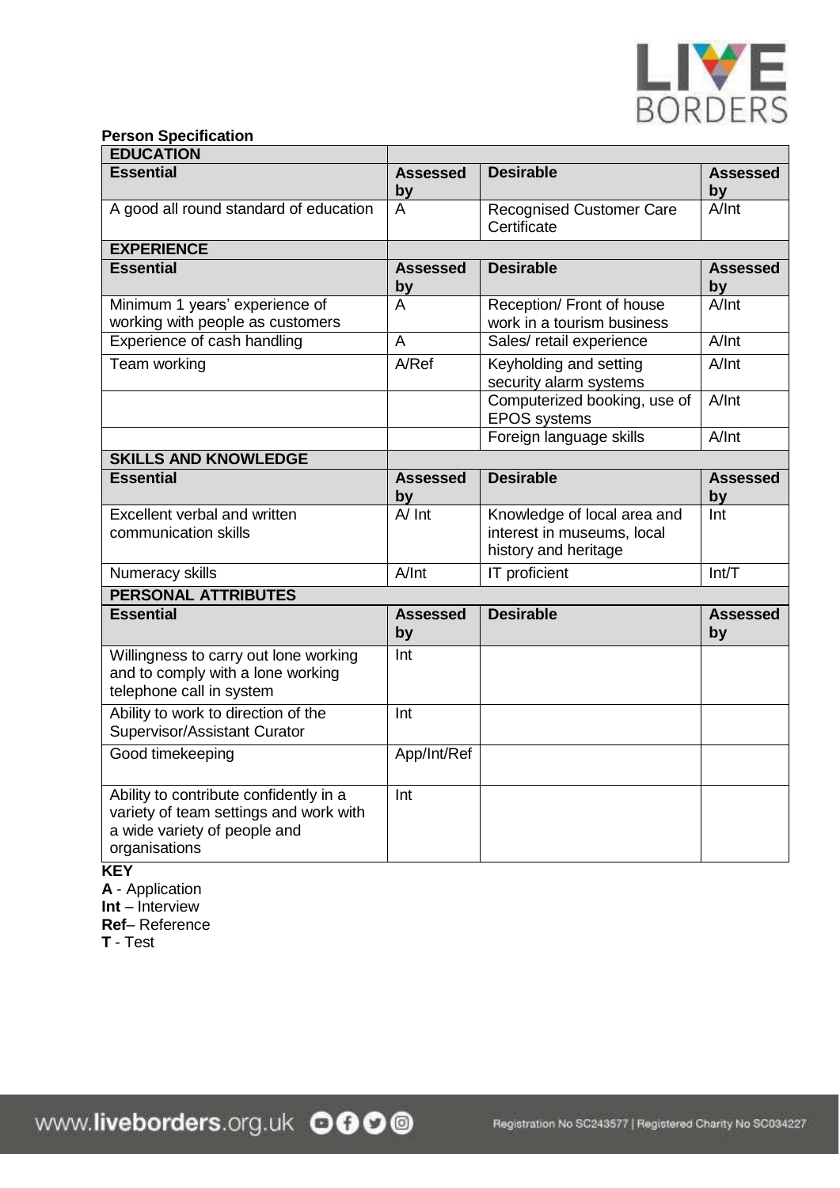**Person Specification**

| EDUCATION | | | |
|---|---|---|---|
| **Essential** | **Assessed by** | **Desirable** | **Assessed by** |
| A good all round standard of education | A | Recognised Customer Care Certificate | A/Int |
| **EXPERIENCE** | | | |
| **Essential** | **Assessed by** | **Desirable** | **Assessed by** |
| Minimum 1 years' experience of working with people as customers | A | Reception/ Front of house work in a tourism business | A/Int |
| Experience of cash handling | A | Sales/ retail experience | A/Int |
| Team working | A/Ref | Keyholding and setting security alarm systems | A/Int |
| | | Computerized booking, use of EPOS systems | A/Int |
| | | Foreign language skills | A/Int |
| **SKILLS AND KNOWLEDGE** | | | |
| **Essential** | **Assessed by** | **Desirable** | **Assessed by** |
| Excellent verbal and written communication skills | A/ Int | Knowledge of local area and interest in museums, local history and heritage | Int |
| Numeracy skills | A/Int | IT proficient | Int/T |
| **PERSONAL ATTRIBUTES** | | | |
| **Essential** | **Assessed by** | **Desirable** | **Assessed by** |
| Willingness to carry out lone working and to comply with a lone working telephone call in system | Int | | |
| Ability to work to direction of the Supervisor/Assistant Curator | Int | | |
| Good timekeeping | App/Int/Ref | | |
| Ability to contribute confidently in a variety of team settings and work with a wide variety of people and organisations | Int | | |

**KEY**

**A** - Application
**Int** – Interview
**Ref**– Reference
**T** - Test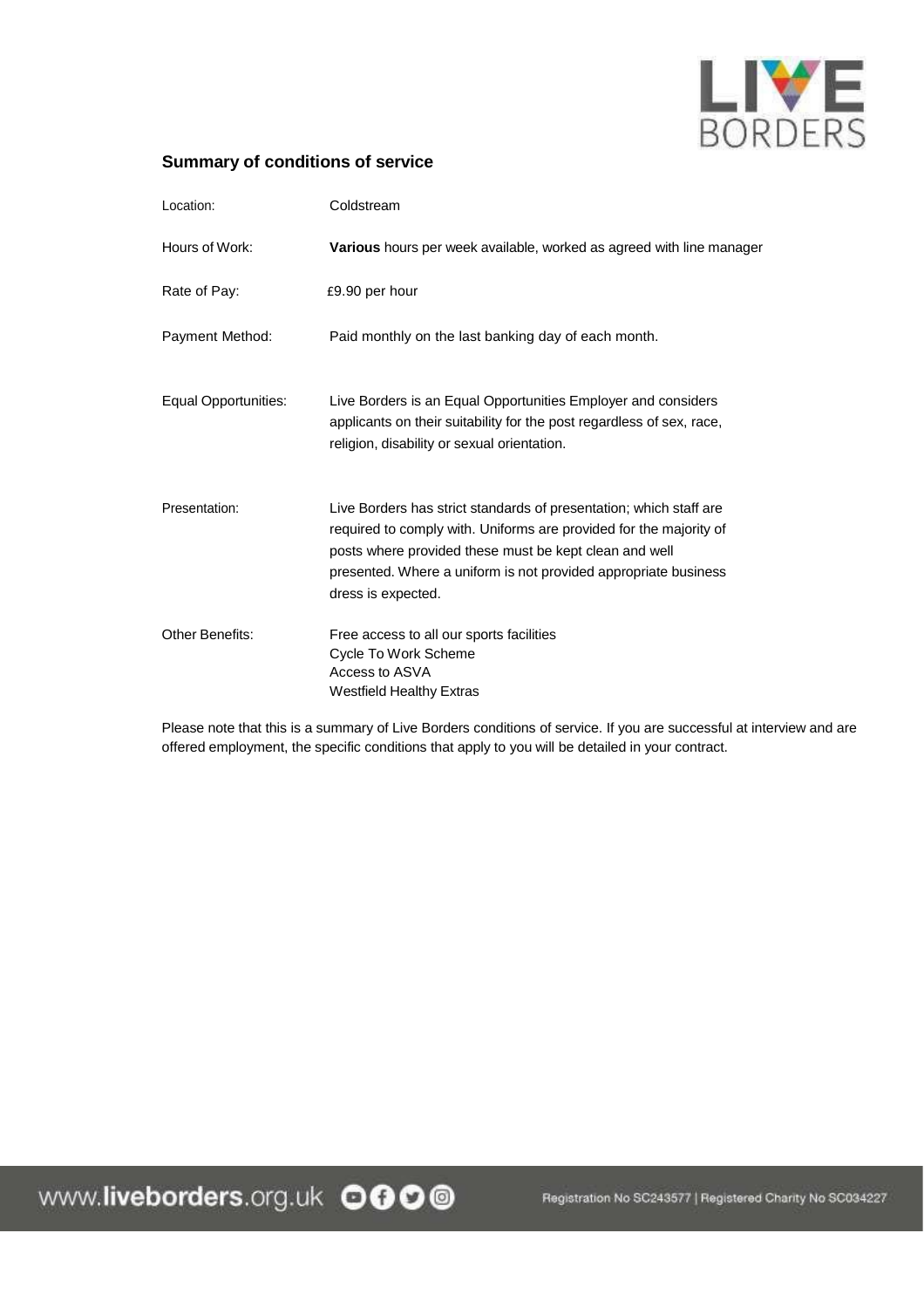## Summary of conditions of service

| | |
|---|---|
| Location: | Coldstream |
| Hours of Work: | **Various** hours per week available, worked as agreed with line manager |
| Rate of Pay: | £9.90 per hour |
| Payment Method: | Paid monthly on the last banking day of each month. |
| Equal Opportunities: | Live Borders is an Equal Opportunities Employer and considers applicants on their suitability for the post regardless of sex, race, religion, disability or sexual orientation. |
| Presentation: | Live Borders has strict standards of presentation; which staff are required to comply with. Uniforms are provided for the majority of posts where provided these must be kept clean and well presented. Where a uniform is not provided appropriate business dress is expected. |
| Other Benefits: | Free access to all our sports facilities<br>Cycle To Work Scheme<br>Access to ASVA<br>Westfield Healthy Extras |

Please note that this is a summary of Live Borders conditions of service. If you are successful at interview and are offered employment, the specific conditions that apply to you will be detailed in your contract.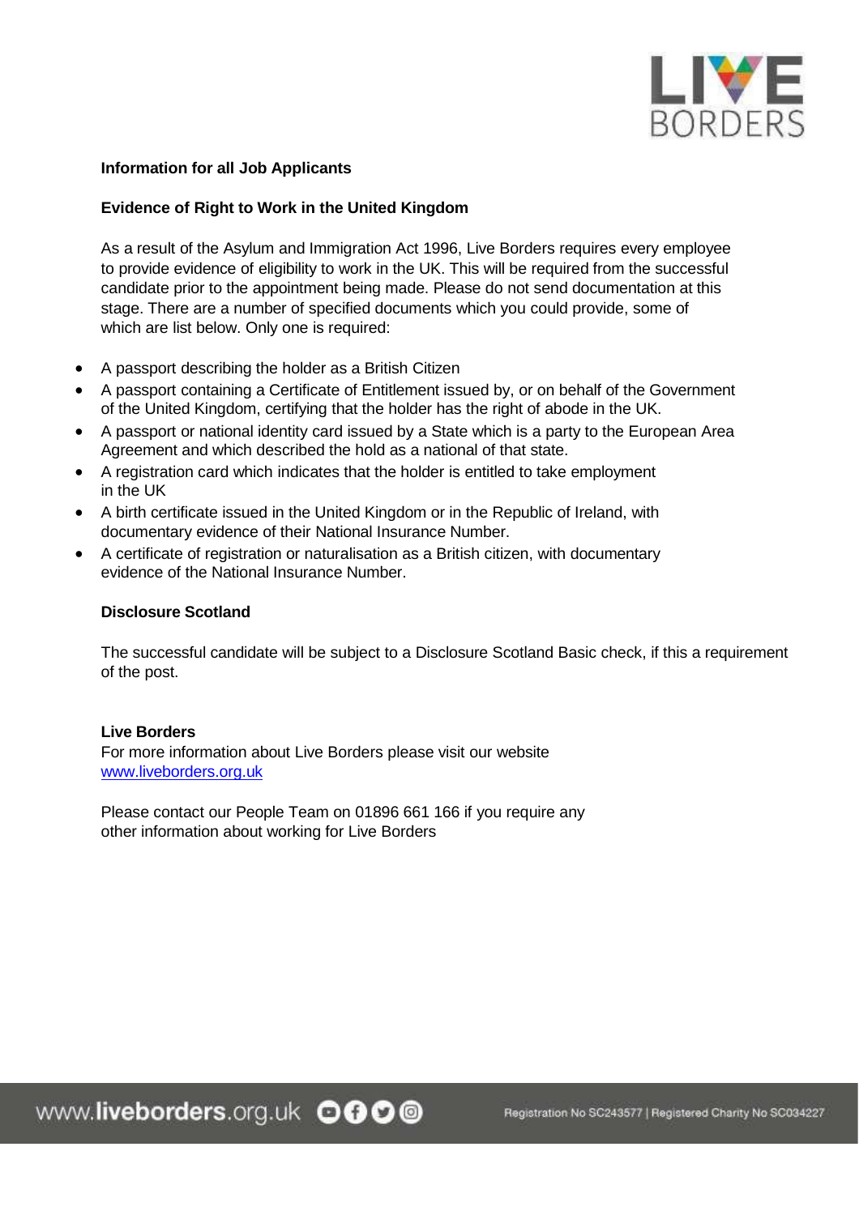**Information for all Job Applicants**

**Evidence of Right to Work in the United Kingdom**

As a result of the Asylum and Immigration Act 1996, Live Borders requires every employee to provide evidence of eligibility to work in the UK. This will be required from the successful candidate prior to the appointment being made. Please do not send documentation at this stage. There are a number of specified documents which you could provide, some of which are list below. Only one is required:

- A passport describing the holder as a British Citizen
- A passport containing a Certificate of Entitlement issued by, or on behalf of the Government of the United Kingdom, certifying that the holder has the right of abode in the UK.
- A passport or national identity card issued by a State which is a party to the European Area Agreement and which described the hold as a national of that state.
- A registration card which indicates that the holder is entitled to take employment in the UK
- A birth certificate issued in the United Kingdom or in the Republic of Ireland, with documentary evidence of their National Insurance Number.
- A certificate of registration or naturalisation as a British citizen, with documentary evidence of the National Insurance Number.

**Disclosure Scotland**

The successful candidate will be subject to a Disclosure Scotland Basic check, if this a requirement of the post.

**Live Borders**
For more information about Live Borders please visit our website
[www.liveborders.org.uk](http://www.liveborders.org.uk)

Please contact our People Team on 01896 661 166 if you require any other information about working for Live Borders

www.liveborders.org.uk

Registration No SC243577 | Registered Charity No SC034227